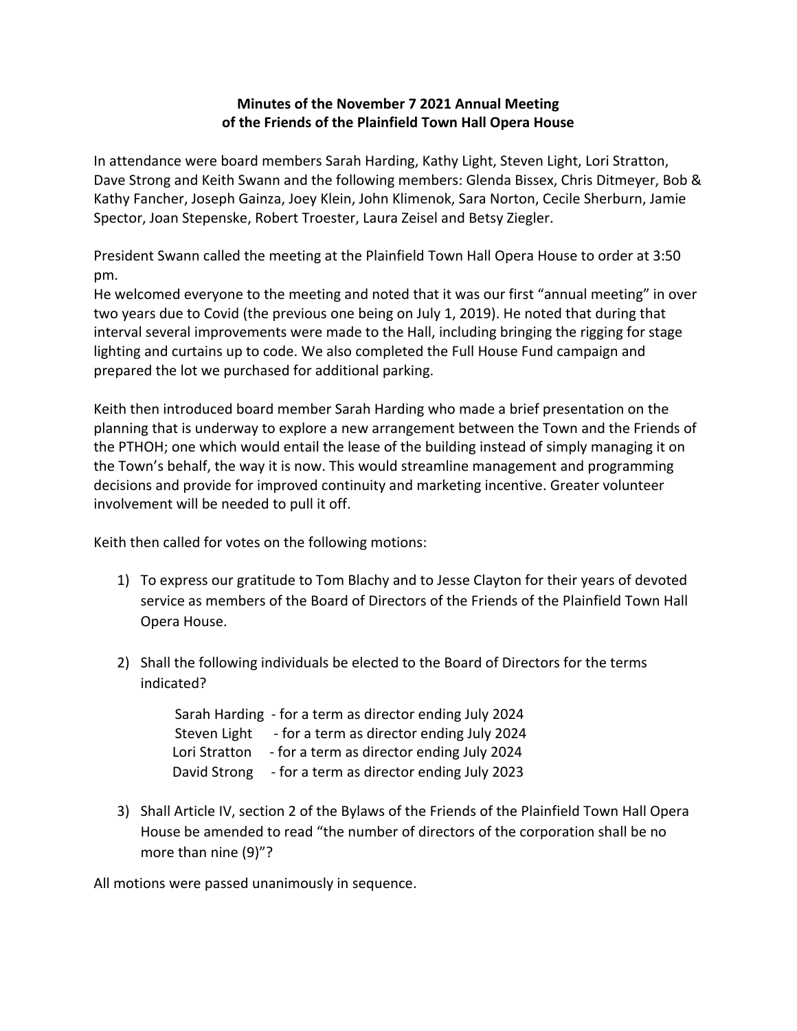# Minutes of the November 7 2021 Annual Meeting of the Friends of the Plainfield Town Hall Opera House

In attendance were board members Sarah Harding, Kathy Light, Steven Light, Lori Stratton, Dave Strong and Keith Swann and the following members: Glenda Bissex, Chris Ditmeyer, Bob & Kathy Fancher, Joseph Gainza, Joey Klein, John Klimenok, Sara Norton, Cecile Sherburn, Jamie Spector, Joan Stepenske, Robert Troester, Laura Zeisel and Betsy Ziegler.

President Swann called the meeting at the Plainfield Town Hall Opera House to order at 3:50 pm.

He welcomed everyone to the meeting and noted that it was our first "annual meeting" in over two years due to Covid (the previous one being on July 1, 2019). He noted that during that interval several improvements were made to the Hall, including bringing the rigging for stage lighting and curtains up to code. We also completed the Full House Fund campaign and prepared the lot we purchased for additional parking.

Keith then introduced board member Sarah Harding who made a brief presentation on the planning that is underway to explore a new arrangement between the Town and the Friends of the PTHOH; one which would entail the lease of the building instead of simply managing it on the Town's behalf, the way it is now. This would streamline management and programming decisions and provide for improved continuity and marketing incentive. Greater volunteer involvement will be needed to pull it off.

Keith then called for votes on the following motions:

1) To express our gratitude to Tom Blachy and to Jesse Clayton for their years of devoted service as members of the Board of Directors of the Friends of the Plainfield Town Hall Opera House.

2) Shall the following individuals be elected to the Board of Directors for the terms indicated?

   Sarah Harding - for a term as director ending July 2024
   Steven Light - for a term as director ending July 2024
   Lori Stratton - for a term as director ending July 2024
   David Strong - for a term as director ending July 2023

3) Shall Article IV, section 2 of the Bylaws of the Friends of the Plainfield Town Hall Opera House be amended to read "the number of directors of the corporation shall be no more than nine (9)"?

All motions were passed unanimously in sequence.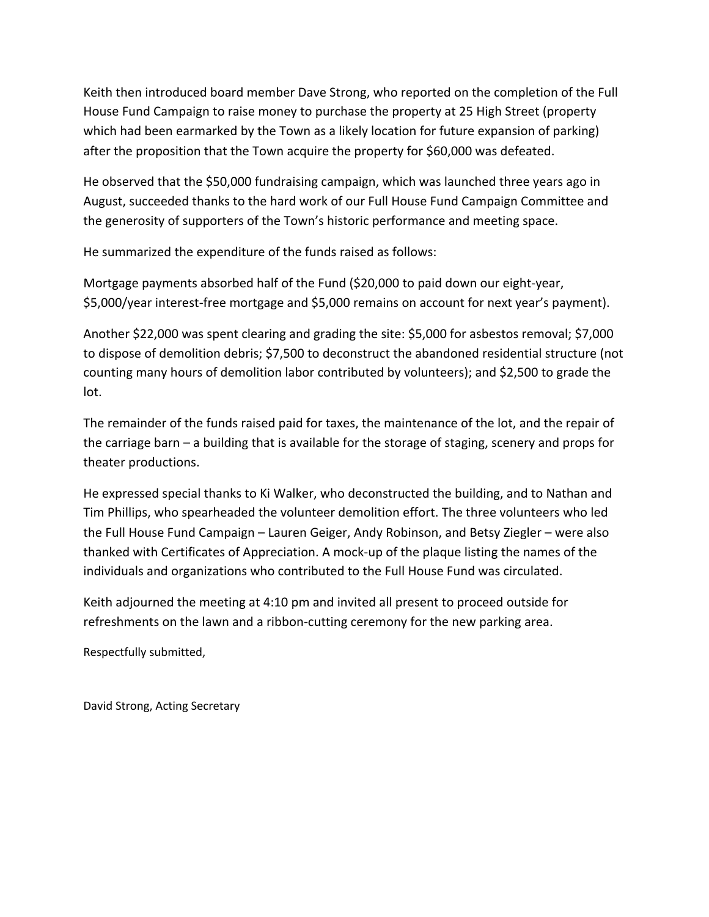Keith then introduced board member Dave Strong, who reported on the completion of the Full House Fund Campaign to raise money to purchase the property at 25 High Street (property which had been earmarked by the Town as a likely location for future expansion of parking) after the proposition that the Town acquire the property for $60,000 was defeated.

He observed that the $50,000 fundraising campaign, which was launched three years ago in August, succeeded thanks to the hard work of our Full House Fund Campaign Committee and the generosity of supporters of the Town's historic performance and meeting space.

He summarized the expenditure of the funds raised as follows:

Mortgage payments absorbed half of the Fund ($20,000 to paid down our eight-year, $5,000/year interest-free mortgage and $5,000 remains on account for next year's payment).

Another $22,000 was spent clearing and grading the site: $5,000 for asbestos removal; $7,000 to dispose of demolition debris; $7,500 to deconstruct the abandoned residential structure (not counting many hours of demolition labor contributed by volunteers); and $2,500 to grade the lot.

The remainder of the funds raised paid for taxes, the maintenance of the lot, and the repair of the carriage barn – a building that is available for the storage of staging, scenery and props for theater productions.

He expressed special thanks to Ki Walker, who deconstructed the building, and to Nathan and Tim Phillips, who spearheaded the volunteer demolition effort. The three volunteers who led the Full House Fund Campaign – Lauren Geiger, Andy Robinson, and Betsy Ziegler – were also thanked with Certificates of Appreciation. A mock-up of the plaque listing the names of the individuals and organizations who contributed to the Full House Fund was circulated.

Keith adjourned the meeting at 4:10 pm and invited all present to proceed outside for refreshments on the lawn and a ribbon-cutting ceremony for the new parking area.

Respectfully submitted,

David Strong, Acting Secretary